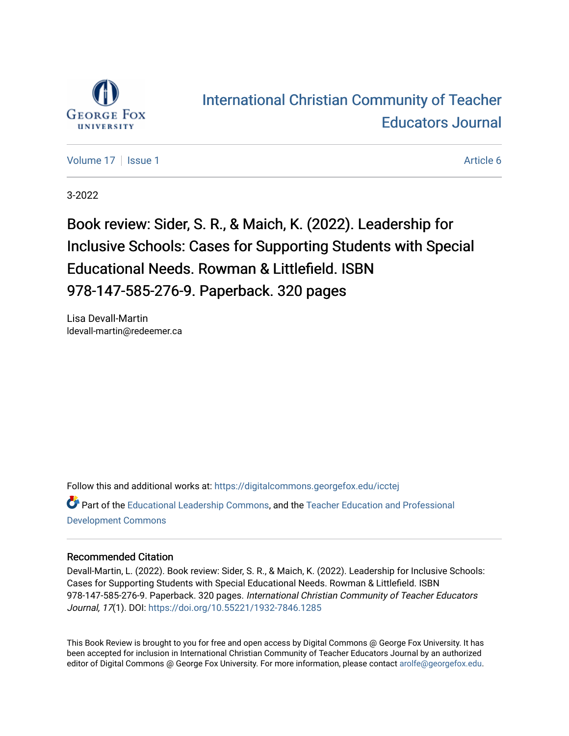# International Christian Community of Teacher Educators Journal

Volume 17 | Issue 1 | Article 6

3-2022

## Book review: Sider, S. R., & Maich, K. (2022). Leadership for Inclusive Schools: Cases for Supporting Students with Special Educational Needs. Rowman & Littlefield. ISBN 978-147-585-276-9. Paperback. 320 pages

Lisa Devall-Martin
ldevall-martin@redeemer.ca

Follow this and additional works at: https://digitalcommons.georgefox.edu/icctej

Part of the Educational Leadership Commons, and the Teacher Education and Professional Development Commons

### Recommended Citation

Devall-Martin, L. (2022). Book review: Sider, S. R., & Maich, K. (2022). Leadership for Inclusive Schools: Cases for Supporting Students with Special Educational Needs. Rowman & Littlefield. ISBN 978-147-585-276-9. Paperback. 320 pages. *International Christian Community of Teacher Educators Journal, 17*(1). DOI: https://doi.org/10.55221/1932-7846.1285

This Book Review is brought to you for free and open access by Digital Commons @ George Fox University. It has been accepted for inclusion in International Christian Community of Teacher Educators Journal by an authorized editor of Digital Commons @ George Fox University. For more information, please contact arolfe@georgefox.edu.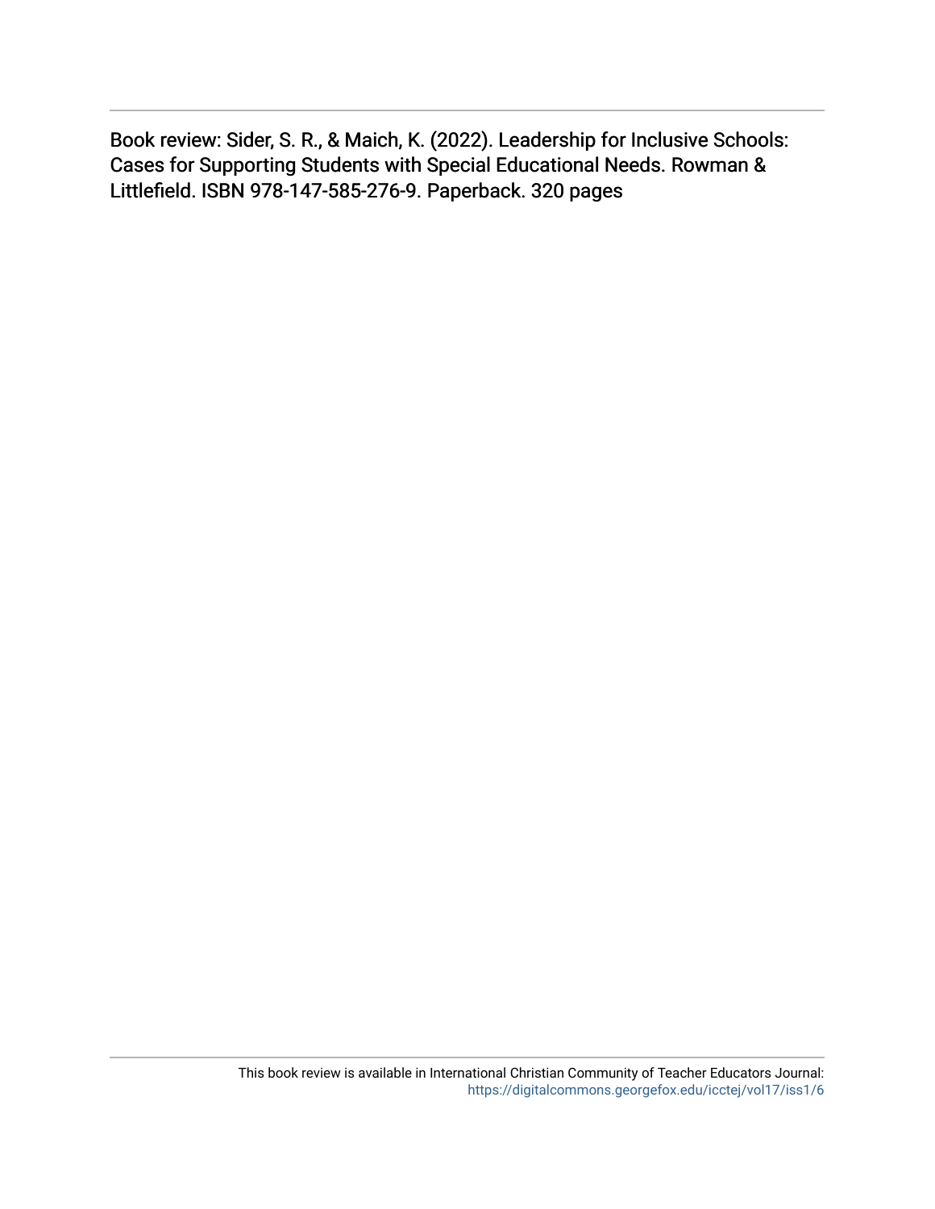Book review: Sider, S. R., & Maich, K. (2022). Leadership for Inclusive Schools: Cases for Supporting Students with Special Educational Needs. Rowman & Littlefield. ISBN 978-147-585-276-9. Paperback. 320 pages

This book review is available in International Christian Community of Teacher Educators Journal: https://digitalcommons.georgefox.edu/icctej/vol17/iss1/6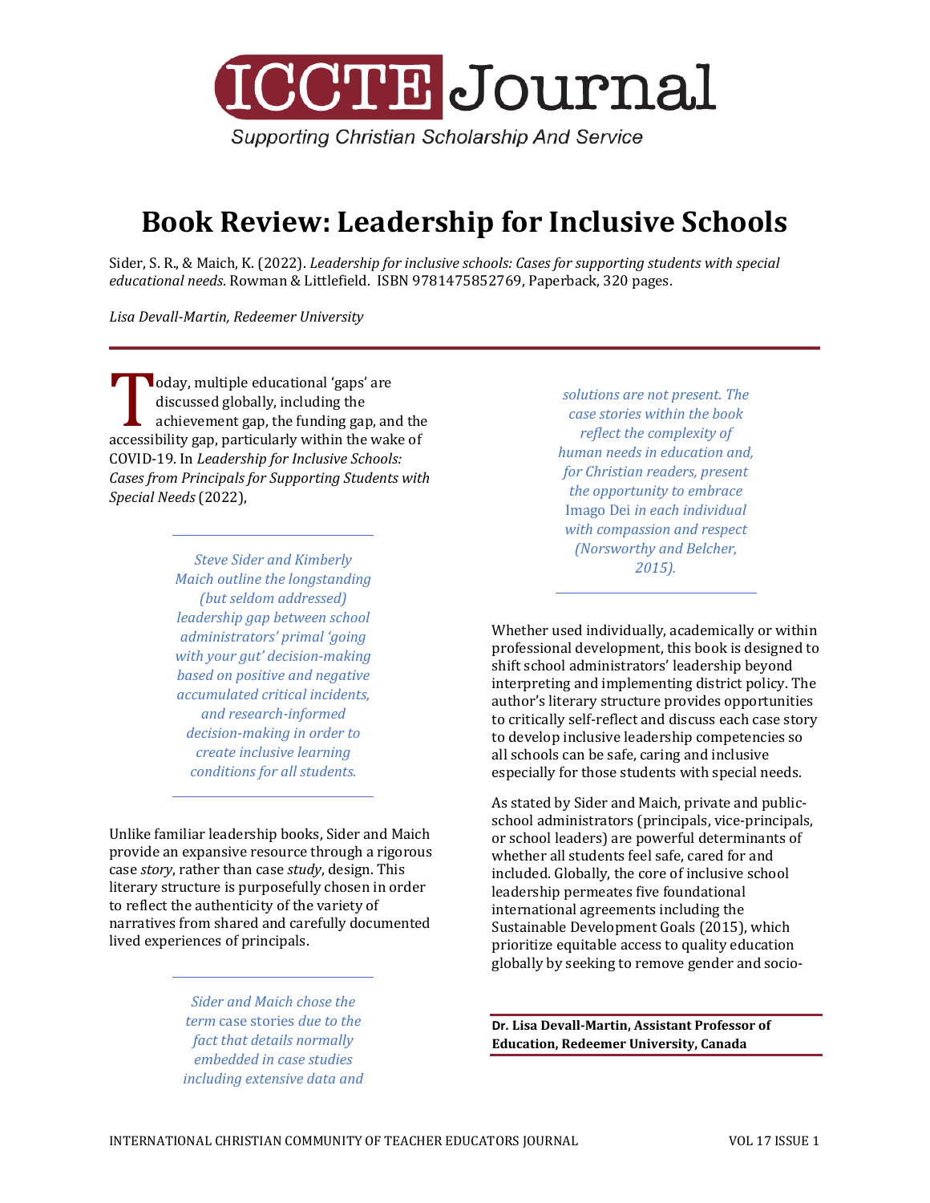# Book Review: Leadership for Inclusive Schools

Sider, S. R., & Maich, K. (2022). *Leadership for inclusive schools: Cases for supporting students with special educational needs*. Rowman & Littlefield. ISBN 9781475852769, Paperback, 320 pages.

*Lisa Devall-Martin, Redeemer University*

Today, multiple educational 'gaps' are discussed globally, including the achievement gap, the funding gap, and the accessibility gap, particularly within the wake of COVID-19. In *Leadership for Inclusive Schools: Cases from Principals for Supporting Students with Special Needs* (2022),

> *Steve Sider and Kimberly Maich outline the longstanding (but seldom addressed) leadership gap between school administrators' primal 'going with your gut' decision-making based on positive and negative accumulated critical incidents, and research-informed decision-making in order to create inclusive learning conditions for all students.*

Unlike familiar leadership books, Sider and Maich provide an expansive resource through a rigorous case *story*, rather than case *study*, design. This literary structure is purposefully chosen in order to reflect the authenticity of the variety of narratives from shared and carefully documented lived experiences of principals.

> *Sider and Maich chose the term* case stories *due to the fact that details normally embedded in case studies including extensive data and solutions are not present. The case stories within the book reflect the complexity of human needs in education and, for Christian readers, present the opportunity to embrace* Imago Dei *in each individual with compassion and respect (Norsworthy and Belcher, 2015).*

Whether used individually, academically or within professional development, this book is designed to shift school administrators' leadership beyond interpreting and implementing district policy. The author's literary structure provides opportunities to critically self-reflect and discuss each case story to develop inclusive leadership competencies so all schools can be safe, caring and inclusive especially for those students with special needs.

As stated by Sider and Maich, private and public-school administrators (principals, vice-principals, or school leaders) are powerful determinants of whether all students feel safe, cared for and included. Globally, the core of inclusive school leadership permeates five foundational international agreements including the Sustainable Development Goals (2015), which prioritize equitable access to quality education globally by seeking to remove gender and socio-

**Dr. Lisa Devall-Martin, Assistant Professor of Education, Redeemer University, Canada**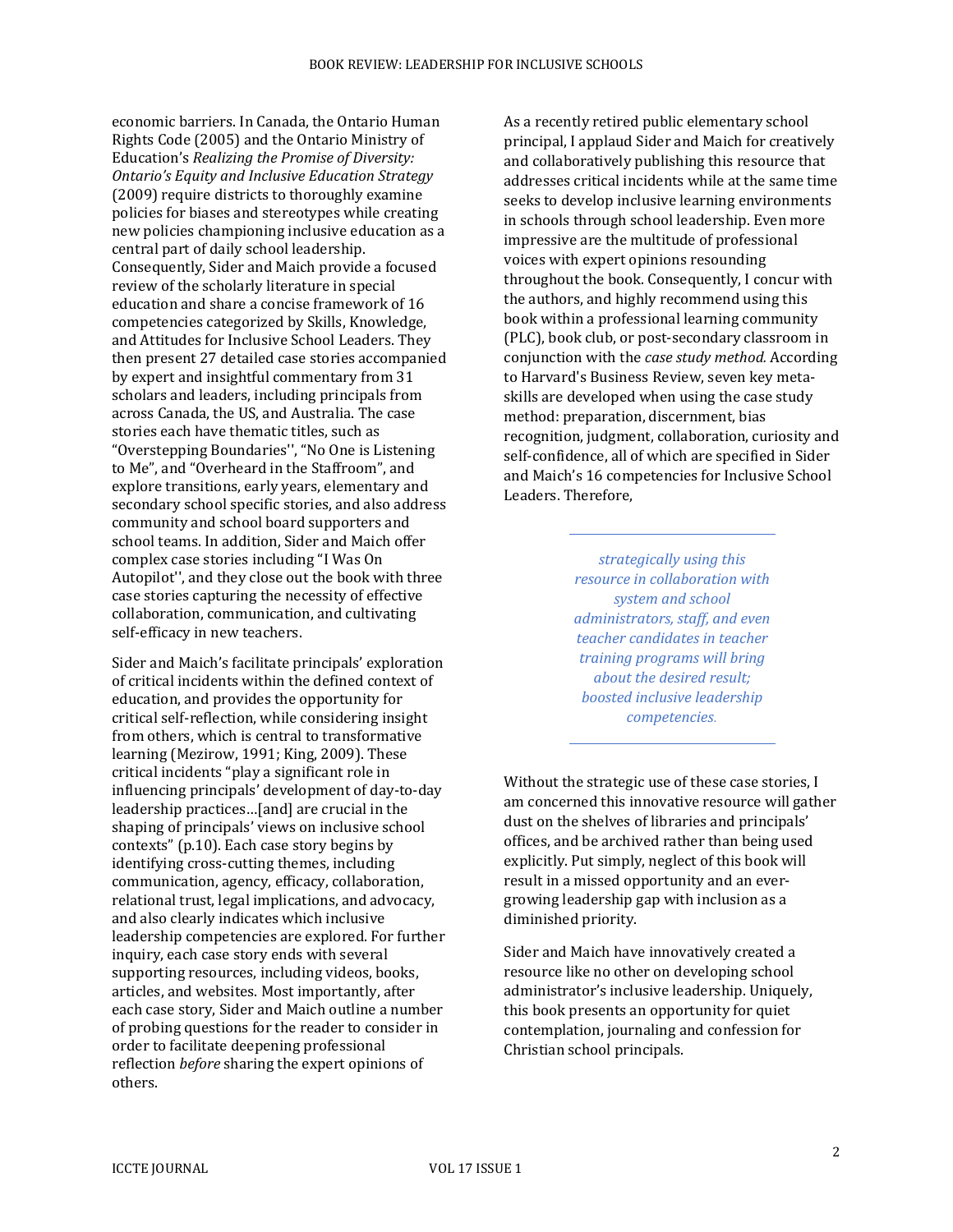economic barriers. In Canada, the Ontario Human Rights Code (2005) and the Ontario Ministry of Education's *Realizing the Promise of Diversity: Ontario's Equity and Inclusive Education Strategy* (2009) require districts to thoroughly examine policies for biases and stereotypes while creating new policies championing inclusive education as a central part of daily school leadership. Consequently, Sider and Maich provide a focused review of the scholarly literature in special education and share a concise framework of 16 competencies categorized by Skills, Knowledge, and Attitudes for Inclusive School Leaders. They then present 27 detailed case stories accompanied by expert and insightful commentary from 31 scholars and leaders, including principals from across Canada, the US, and Australia. The case stories each have thematic titles, such as "Overstepping Boundaries'', "No One is Listening to Me", and "Overheard in the Staffroom", and explore transitions, early years, elementary and secondary school specific stories, and also address community and school board supporters and school teams. In addition, Sider and Maich offer complex case stories including "I Was On Autopilot'', and they close out the book with three case stories capturing the necessity of effective collaboration, communication, and cultivating self-efficacy in new teachers.

Sider and Maich's facilitate principals' exploration of critical incidents within the defined context of education, and provides the opportunity for critical self-reflection, while considering insight from others, which is central to transformative learning (Mezirow, 1991; King, 2009). These critical incidents "play a significant role in influencing principals' development of day-to-day leadership practices…[and] are crucial in the shaping of principals' views on inclusive school contexts" (p.10). Each case story begins by identifying cross-cutting themes, including communication, agency, efficacy, collaboration, relational trust, legal implications, and advocacy, and also clearly indicates which inclusive leadership competencies are explored. For further inquiry, each case story ends with several supporting resources, including videos, books, articles, and websites. Most importantly, after each case story, Sider and Maich outline a number of probing questions for the reader to consider in order to facilitate deepening professional reflection *before* sharing the expert opinions of others.

As a recently retired public elementary school principal, I applaud Sider and Maich for creatively and collaboratively publishing this resource that addresses critical incidents while at the same time seeks to develop inclusive learning environments in schools through school leadership. Even more impressive are the multitude of professional voices with expert opinions resounding throughout the book. Consequently, I concur with the authors, and highly recommend using this book within a professional learning community (PLC), book club, or post-secondary classroom in conjunction with the *case study method.* According to Harvard's Business Review, seven key meta-skills are developed when using the case study method: preparation, discernment, bias recognition, judgment, collaboration, curiosity and self-confidence, all of which are specified in Sider and Maich's 16 competencies for Inclusive School Leaders. Therefore,

> *strategically using this resource in collaboration with system and school administrators, staff, and even teacher candidates in teacher training programs will bring about the desired result; boosted inclusive leadership competencies.*

Without the strategic use of these case stories, I am concerned this innovative resource will gather dust on the shelves of libraries and principals' offices, and be archived rather than being used explicitly. Put simply, neglect of this book will result in a missed opportunity and an ever-growing leadership gap with inclusion as a diminished priority.

Sider and Maich have innovatively created a resource like no other on developing school administrator's inclusive leadership. Uniquely, this book presents an opportunity for quiet contemplation, journaling and confession for Christian school principals.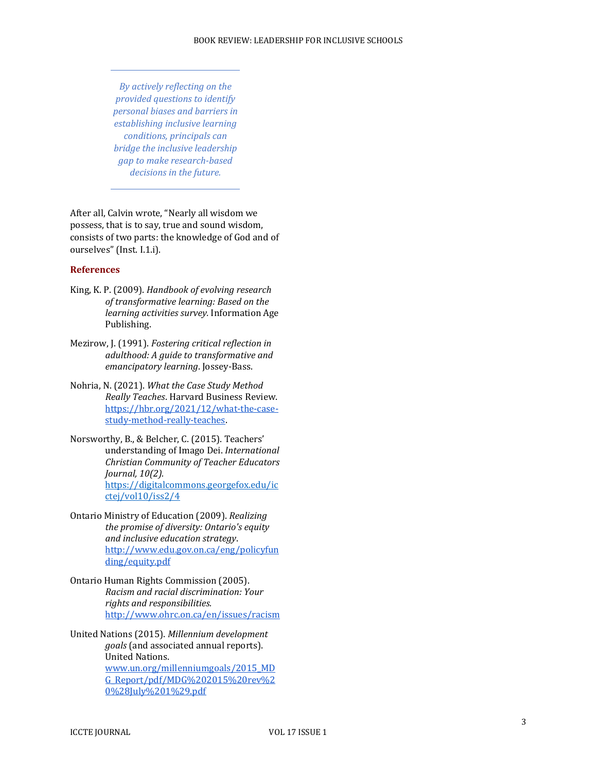> *By actively reflecting on the provided questions to identify personal biases and barriers in establishing inclusive learning conditions, principals can bridge the inclusive leadership gap to make research-based decisions in the future.*

After all, Calvin wrote, "Nearly all wisdom we possess, that is to say, true and sound wisdom, consists of two parts: the knowledge of God and of ourselves" (Inst. I.1.i).

## References

King, K. P. (2009). *Handbook of evolving research of transformative learning: Based on the learning activities survey.* Information Age Publishing.

Mezirow, J. (1991). *Fostering critical reflection in adulthood: A guide to transformative and emancipatory learning*. Jossey-Bass.

Nohria, N. (2021). *What the Case Study Method Really Teaches*. Harvard Business Review. https://hbr.org/2021/12/what-the-case-study-method-really-teaches.

Norsworthy, B., & Belcher, C. (2015). Teachers' understanding of Imago Dei. *International Christian Community of Teacher Educators Journal, 10(2).* https://digitalcommons.georgefox.edu/icctej/vol10/iss2/4

Ontario Ministry of Education (2009). *Realizing the promise of diversity: Ontario's equity and inclusive education strategy*. http://www.edu.gov.on.ca/eng/policyfunding/equity.pdf

Ontario Human Rights Commission (2005). *Racism and racial discrimination: Your rights and responsibilities.* http://www.ohrc.on.ca/en/issues/racism

United Nations (2015). *Millennium development goals* (and associated annual reports). United Nations. www.un.org/millenniumgoals/2015_MDG_Report/pdf/MDG%202015%20rev%20%28July%201%29.pdf